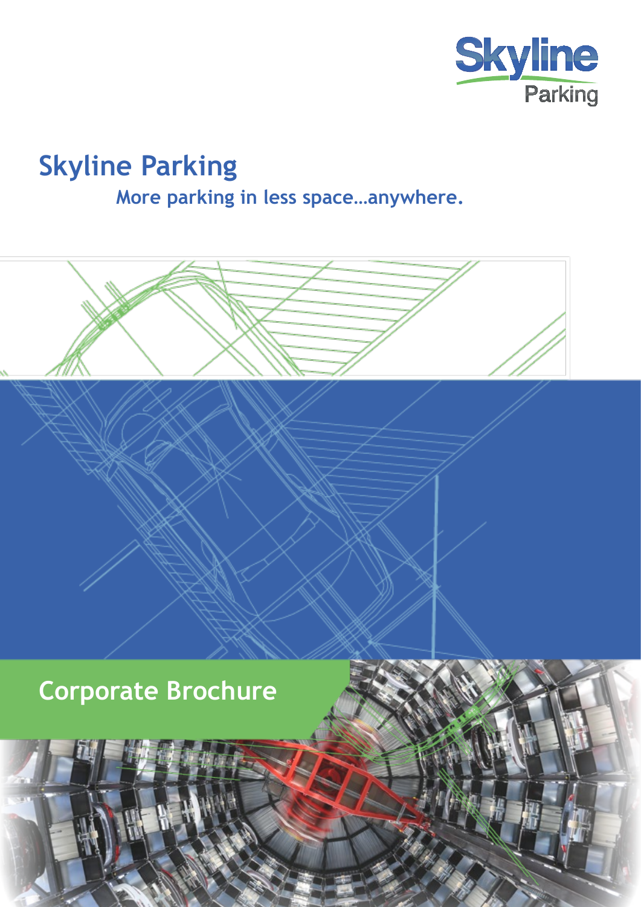Skyline Parking

# Skyline Parking

More parking in less space…anywhere.

## Corporate Brochure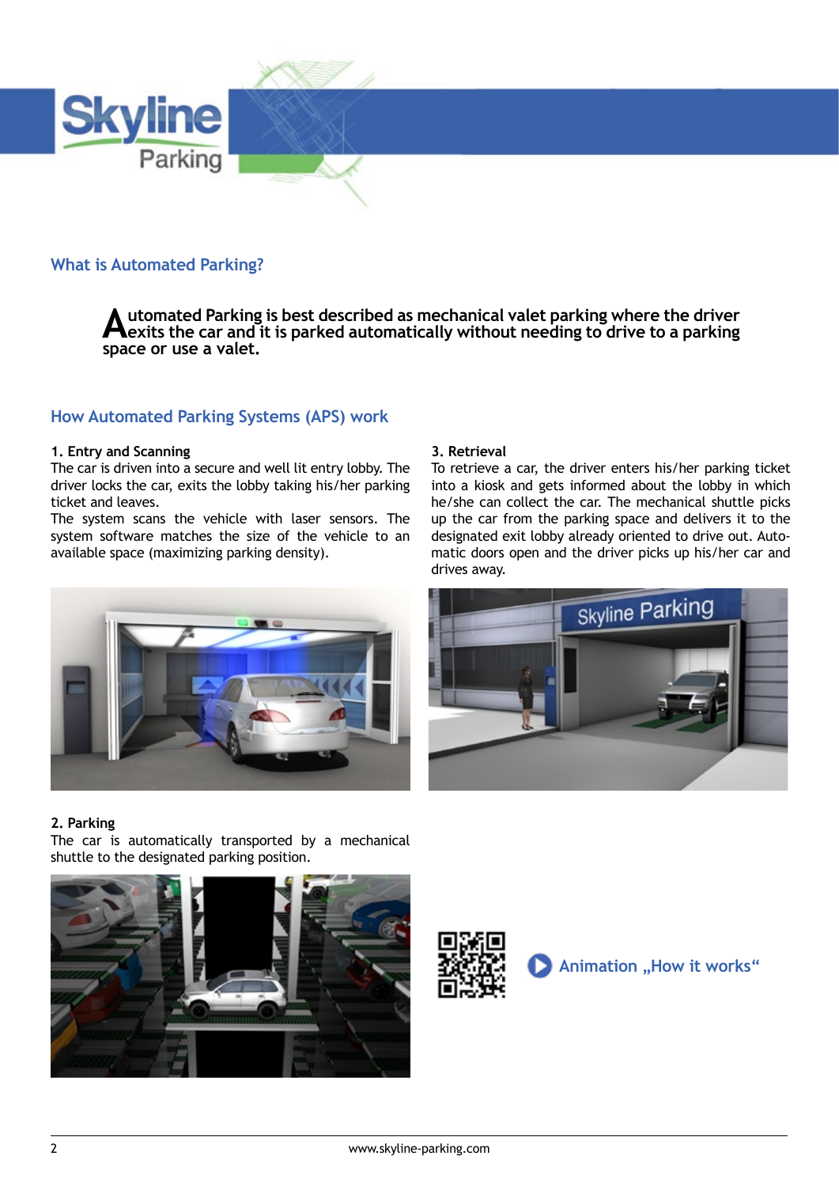## What is Automated Parking?

**Automated Parking is best described as mechanical valet parking where the driver exits the car and it is parked automatically without needing to drive to a parking space or use a valet.**

## How Automated Parking Systems (APS) work

**1. Entry and Scanning**

The car is driven into a secure and well lit entry lobby. The driver locks the car, exits the lobby taking his/her parking ticket and leaves.

The system scans the vehicle with laser sensors. The system software matches the size of the vehicle to an available space (maximizing parking density).

**2. Parking**

The car is automatically transported by a mechanical shuttle to the designated parking position.

**3. Retrieval**

To retrieve a car, the driver enters his/her parking ticket into a kiosk and gets informed about the lobby in which he/she can collect the car. The mechanical shuttle picks up the car from the parking space and delivers it to the designated exit lobby already oriented to drive out. Automatic doors open and the driver picks up his/her car and drives away.

Animation „How it works“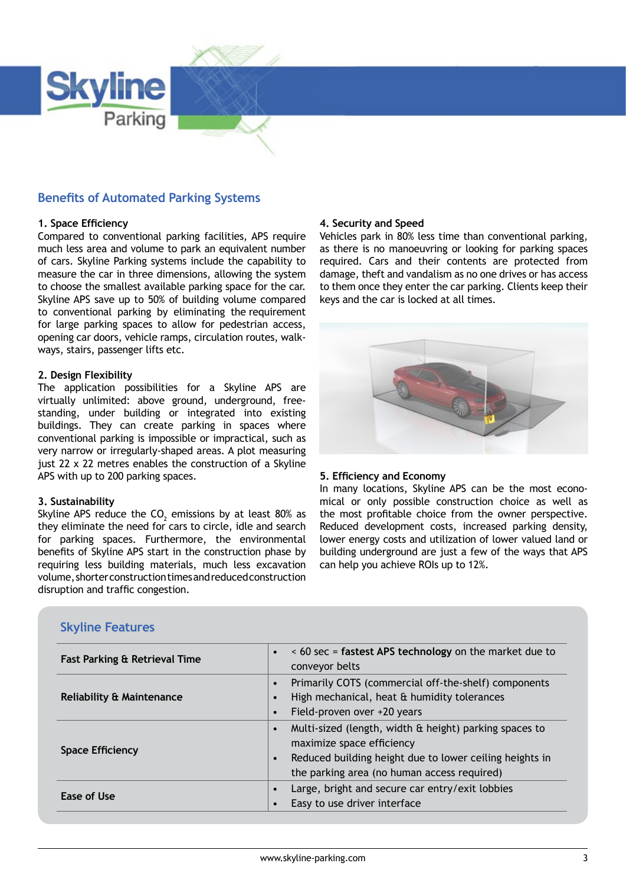## Benefits of Automated Parking Systems

**1. Space Efficiency**

Compared to conventional parking facilities, APS require much less area and volume to park an equivalent number of cars. Skyline Parking systems include the capability to measure the car in three dimensions, allowing the system to choose the smallest available parking space for the car. Skyline APS save up to 50% of building volume compared to conventional parking by eliminating the requirement for large parking spaces to allow for pedestrian access, opening car doors, vehicle ramps, circulation routes, walk-ways, stairs, passenger lifts etc.

**2. Design Flexibility**

The application possibilities for a Skyline APS are virtually unlimited: above ground, underground, free-standing, under building or integrated into existing buildings. They can create parking in spaces where conventional parking is impossible or impractical, such as very narrow or irregularly-shaped areas. A plot measuring just 22 x 22 metres enables the construction of a Skyline APS with up to 200 parking spaces.

**3. Sustainability**

Skyline APS reduce the $CO_2$ emissions by at least 80% as they eliminate the need for cars to circle, idle and search for parking spaces. Furthermore, the environmental benefits of Skyline APS start in the construction phase by requiring less building materials, much less excavation volume, shorter construction times and reduced construction disruption and traffic congestion.

**4. Security and Speed**

Vehicles park in 80% less time than conventional parking, as there is no manoeuvring or looking for parking spaces required. Cars and their contents are protected from damage, theft and vandalism as no one drives or has access to them once they enter the car parking. Clients keep their keys and the car is locked at all times.

**5. Efficiency and Economy**

In many locations, Skyline APS can be the most economical or only possible construction choice as well as the most profitable choice from the owner perspective. Reduced development costs, increased parking density, lower energy costs and utilization of lower valued land or building underground are just a few of the ways that APS can help you achieve ROIs up to 12%.

## Skyline Features

| Feature | Details |
|---|---|
| **Fast Parking & Retrieval Time** | • < 60 sec = **fastest APS technology** on the market due to conveyor belts |
| **Reliability & Maintenance** | • Primarily COTS (commercial off-the-shelf) components<br>• High mechanical, heat & humidity tolerances<br>• Field-proven over +20 years |
| **Space Efficiency** | • Multi-sized (length, width & height) parking spaces to maximize space efficiency<br>• Reduced building height due to lower ceiling heights in the parking area (no human access required) |
| **Ease of Use** | • Large, bright and secure car entry/exit lobbies<br>• Easy to use driver interface |

www.skyline-parking.com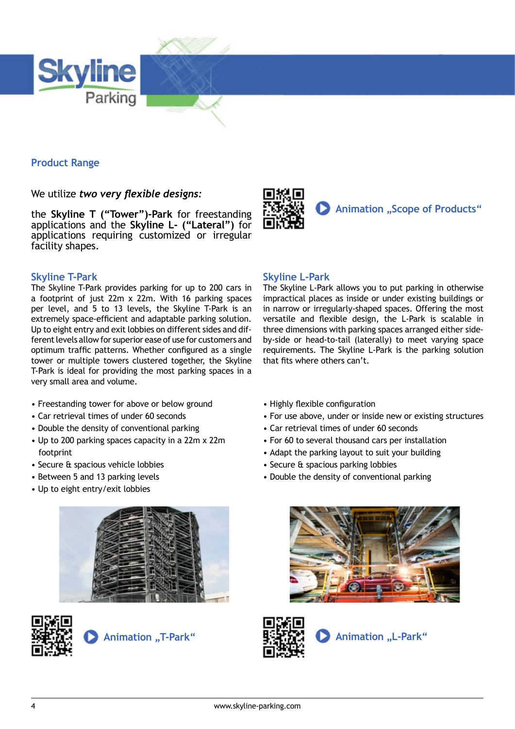## Product Range

We utilize ***two very flexible designs:***

the **Skyline T ("Tower")-Park** for freestanding applications and the **Skyline L- ("Lateral")** for applications requiring customized or irregular facility shapes.

Animation „Scope of Products“

### Skyline T-Park

The Skyline T-Park provides parking for up to 200 cars in a footprint of just 22m x 22m. With 16 parking spaces per level, and 5 to 13 levels, the Skyline T-Park is an extremely space-efficient and adaptable parking solution. Up to eight entry and exit lobbies on different sides and different levels allow for superior ease of use for customers and optimum traffic patterns. Whether configured as a single tower or multiple towers clustered together, the Skyline T-Park is ideal for providing the most parking spaces in a very small area and volume.

- Freestanding tower for above or below ground
- Car retrieval times of under 60 seconds
- Double the density of conventional parking
- Up to 200 parking spaces capacity in a 22m x 22m footprint
- Secure & spacious vehicle lobbies
- Between 5 and 13 parking levels
- Up to eight entry/exit lobbies

Animation „T-Park“

### Skyline L-Park

The Skyline L-Park allows you to put parking in otherwise impractical places as inside or under existing buildings or in narrow or irregularly-shaped spaces. Offering the most versatile and flexible design, the L-Park is scalable in three dimensions with parking spaces arranged either side-by-side or head-to-tail (laterally) to meet varying space requirements. The Skyline L-Park is the parking solution that fits where others can't.

- Highly flexible configuration
- For use above, under or inside new or existing structures
- Car retrieval times of under 60 seconds
- For 60 to several thousand cars per installation
- Adapt the parking layout to suit your building
- Secure & spacious parking lobbies
- Double the density of conventional parking

Animation „L-Park“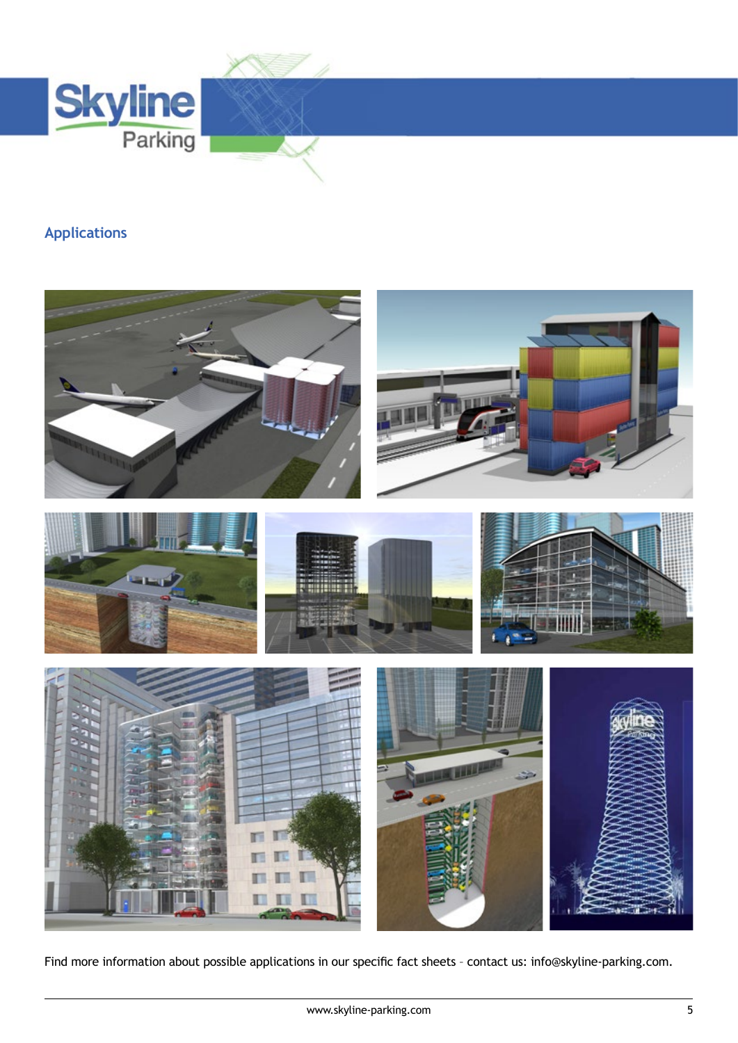## Applications

Find more information about possible applications in our specific fact sheets – contact us: info@skyline-parking.com.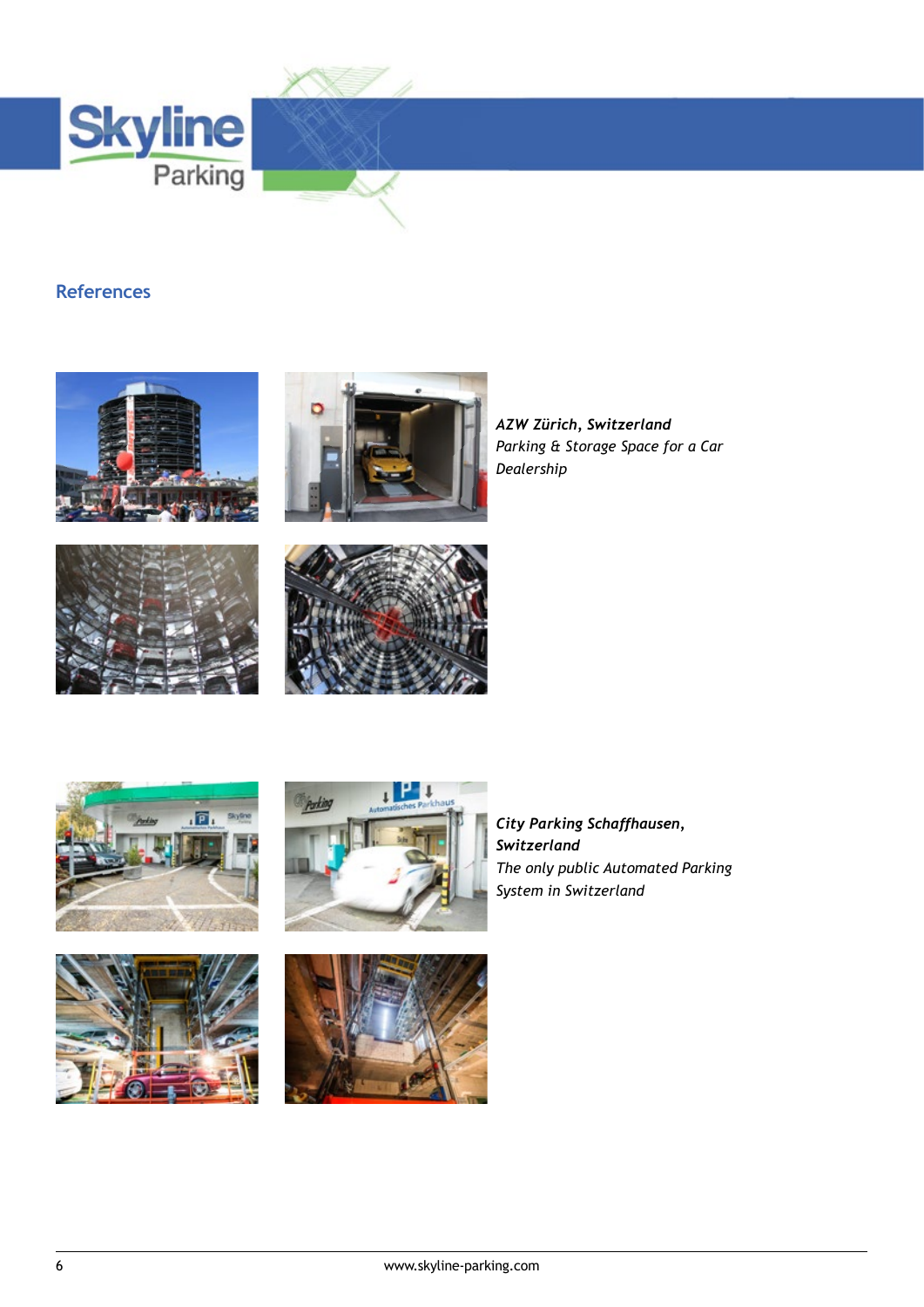## References

***AZW Zürich, Switzerland***
*Parking & Storage Space for a Car Dealership*

***City Parking Schaffhausen, Switzerland***
*The only public Automated Parking System in Switzerland*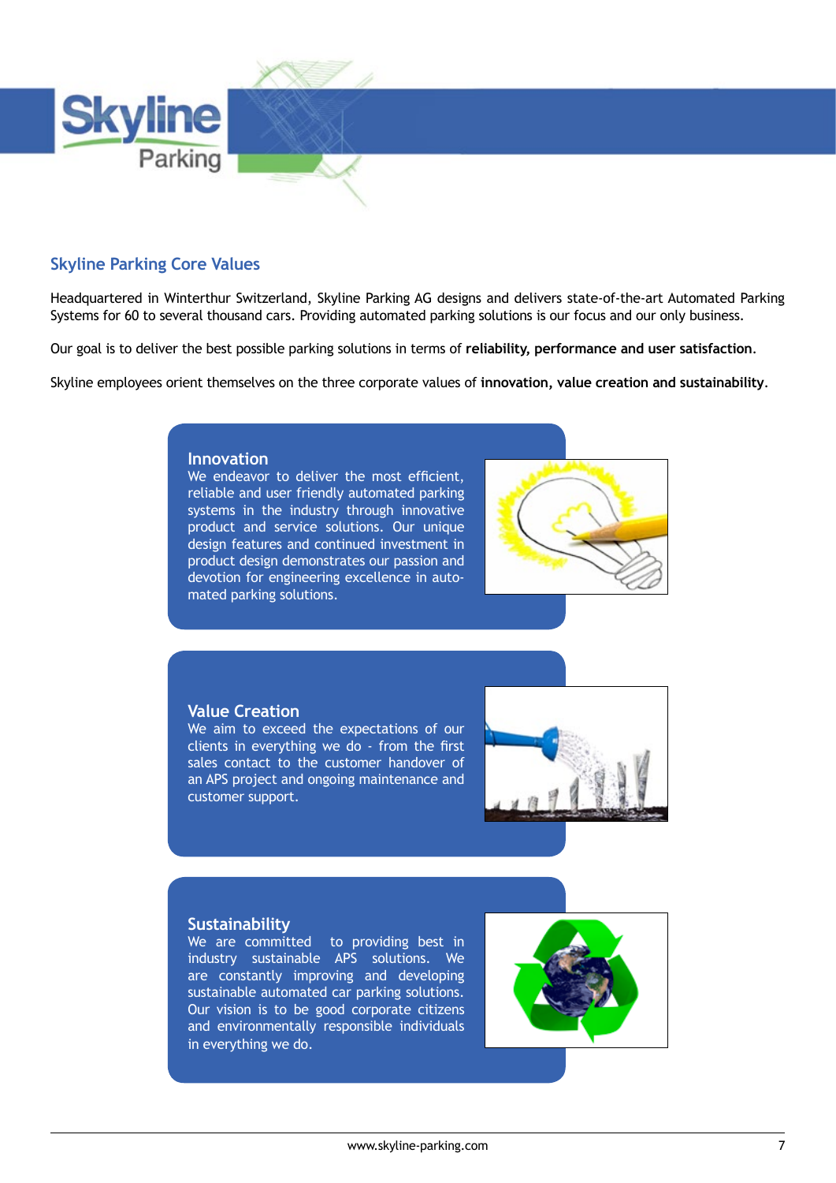## Skyline Parking Core Values

Headquartered in Winterthur Switzerland, Skyline Parking AG designs and delivers state-of-the-art Automated Parking Systems for 60 to several thousand cars. Providing automated parking solutions is our focus and our only business.

Our goal is to deliver the best possible parking solutions in terms of **reliability, performance and user satisfaction**.

Skyline employees orient themselves on the three corporate values of **innovation, value creation and sustainability**.

### Innovation

We endeavor to deliver the most efficient, reliable and user friendly automated parking systems in the industry through innovative product and service solutions. Our unique design features and continued investment in product design demonstrates our passion and devotion for engineering excellence in automated parking solutions.

### Value Creation

We aim to exceed the expectations of our clients in everything we do - from the first sales contact to the customer handover of an APS project and ongoing maintenance and customer support.

### Sustainability

We are committed to providing best in industry sustainable APS solutions. We are constantly improving and developing sustainable automated car parking solutions. Our vision is to be good corporate citizens and environmentally responsible individuals in everything we do.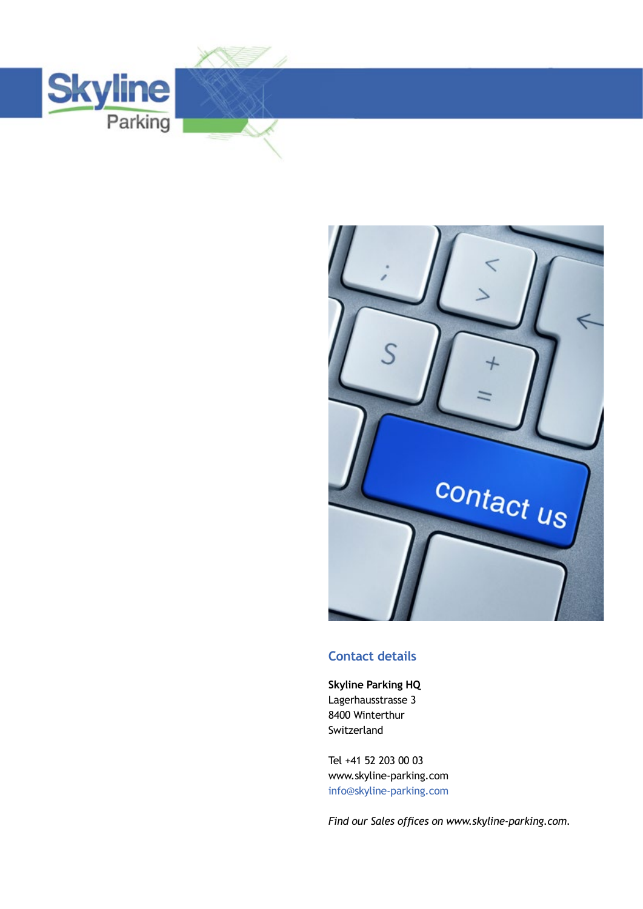## Contact details

**Skyline Parking HQ**
Lagerhausstrasse 3
8400 Winterthur
Switzerland

Tel +41 52 203 00 03
www.skyline-parking.com
info@skyline-parking.com

*Find our Sales offices on www.skyline-parking.com.*